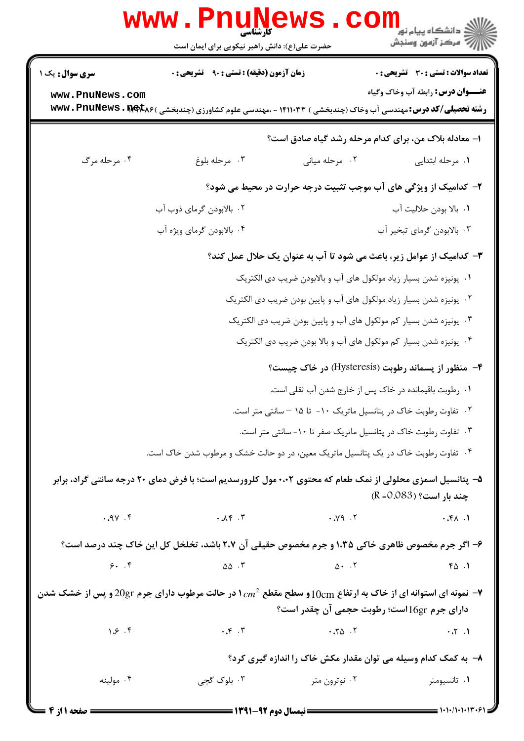کارشناسی

حضرت علی(ع): دانش راهبر نیکویی برای ایمان است

دانشگاه پیام نور
مرکز آزمون وسنجش

**سری سوال:** یک ۱ | **زمان آزمون (دقیقه) : تستی : ۹۰ تشریحی : ۰** | **تعداد سوالات : تستی : ۳۰ تشریحی : ۰**

**عنـــوان درس:** رابطه آب وخاک وگیاه

**رشته تحصیلی/کد درس:** مهندسی آب وخاک (چندبخشی ) ۱۴۱۱۰۳۳ - ،مهندسی علوم کشاورزی (چندبخشی )۱۴۱۱۰۸۶

۱- معادله بلاک من، برای کدام مرحله رشد گیاه صادق است؟

۱. مرحله ابتدایی
۲. مرحله میانی
۳. مرحله بلوغ
۴. مرحله مرگ

۲- کدامیک از ویژگی های آب موجب تثبیت درجه حرارت در محیط می شود؟

۱. بالا بودن حلالیت آب
۲. بالابودن گرمای ذوب آب
۳. بالابودن گرمای تبخیر آب
۴. بالابودن گرمای ویژه آب

۳- کدامیک از عوامل زیر، باعث می شود تا آب به عنوان یک حلال عمل کند؟

۱. یونیزه شدن بسیار زیاد مولکول های آب و بالابودن ضریب دی الکتریک
۲. یونیزه شدن بسیار زیاد مولکول های آب و پایین بودن ضریب دی الکتریک
۳. یونیزه شدن بسیار کم مولکول های آب و پایین بودن ضریب دی الکتریک
۴. یونیزه شدن بسیار کم مولکول های آب و بالا بودن ضریب دی الکتریک

۴- منظور از پسماند رطوبت (Hysteresis) در خاک چیست؟

۱. رطوبت باقیمانده در خاک پس از خارج شدن آب ثقلی است.
۲. تفاوت رطوبت خاک در پتانسیل ماتریک ۱۰- تا ۱۵ — سانتی متر است.
۳. تفاوت رطوبت خاک در پتانسیل ماتریک صفر تا ۱۰- سانتی متر است.
۴. تفاوت رطوبت خاک در یک پتانسیل ماتریک معین، در دو حالت خشک و مرطوب شدن خاک است.

۵- پتانسیل اسمزی محلولی از نمک طعام که محتوی ۰.۰۲ مول کلرورسدیم است؛ با فرض دمای ۲۰ درجه سانتی گراد، برابر چند بار است؟ (R =0.083)

۱. ۰.۴۸
۲. ۰.۷۹
۳. ۰.۸۴
۴. ۰.۹۷

۶- اگر جرم مخصوص ظاهری خاکی ۱.۳۵ و جرم مخصوص حقیقی آن ۲.۷ باشد، تخلخل کل این خاک چند درصد است؟

۱. ۴۵
۲. ۵۰
۳. ۵۵
۴. ۶۰

۷- نمونه ای استوانه ای از خاک به ارتفاع 10cm و سطح مقطع $1\,cm^2$ در حالت مرطوب دارای جرم 20gr و پس از خشک شدن دارای جرم 16gr است؛ رطوبت حجمی آن چقدر است؟

۱. ۰.۲
۲. ۰.۲۵
۳. ۰.۴
۴. ۱.۶

۸- به کمک کدام وسیله می توان مقدار مکش خاک را اندازه گیری کرد؟

۱. تانسیومتر
۲. نوترون متر
۳. بلوک گچی
۴. مولینه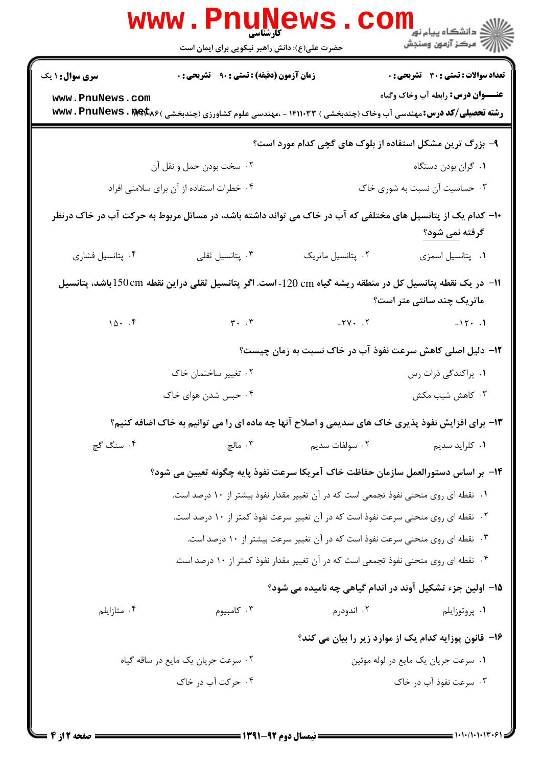۹- بزرگ ترین مشکل استفاده از بلوک های گچی کدام مورد است؟

۱. گران بودن دستگاه

۲. سخت بودن حمل و نقل آن

۳. حساسیت آن نسبت به شوری خاک

۴. خطرات استفاده از آن برای سلامتی افراد

۱۰- کدام یک از پتانسیل های مختلفی که آب در خاک می تواند داشته باشد، در مسائل مربوط به حرکت آب در خاک درنظر گرفته نمی شود؟

۱. پتانسیل اسمزی

۲. پتانسیل ماتریک

۳. پتانسیل ثقلی

۴. پتانسیل فشاری

۱۱- در یک نقطه پتانسیل کل در منطقه ریشه گیاه 120 cm- است. اگر پتانسیل ثقلی دراین نقطه 150 cm باشد، پتانسیل ماتریک چند سانتی متر است؟

۱. ۱۲۰-

۲. ۲۷۰-

۳. ۳۰

۴. ۱۵۰

۱۲- دلیل اصلی کاهش سرعت نفوذ آب در خاک نسبت به زمان چیست؟

۱. پراکندگی ذرات رس

۲. تغییر ساختمان خاک

۳. کاهش شیب مکش

۴. حبس شدن هوای خاک

۱۳- برای افزایش نفوذ پذیری خاک های سدیمی و اصلاح آنها چه ماده ای را می توانیم به خاک اضافه کنیم؟

۱. کلراید سدیم

۲. سولفات سدیم

۳. مالچ

۴. سنگ گچ

۱۴- بر اساس دستورالعمل سازمان حفاظت خاک آمریکا سرعت نفوذ پایه چگونه تعیین می شود؟

۱. نقطه ای روی منحنی نفوذ تجمعی است که در آن تغییر مقدار نفوذ بیشتر از ۱۰ درصد است.

۲. نقطه ای روی منحنی سرعت نفوذ است که در آن تغییر سرعت نفوذ کمتر از ۱۰ درصد است.

۳. نقطه ای روی منحنی سرعت نفوذ است که در آن تغییر سرعت بیشتر از ۱۰ درصد است.

۴. نقطه ای روی منحنی نفوذ تجمعی است که در آن تغییر مقدار نفوذ کمتر از ۱۰ درصد است.

۱۵- اولین جزء تشکیل آوند در اندام گیاهی چه نامیده می شود؟

۱. پروتوزایلم

۲. اندودرم

۳. کامبیوم

۴. متازایلم

۱۶- قانون پوزایه کدام یک از موارد زیر را بیان می کند؟

۱. سرعت جریان یک مایع در لوله موئین

۲. سرعت جریان یک مایع در ساقه گیاه

۳. سرعت نفوذ آب در خاک

۴. حرکت آب در خاک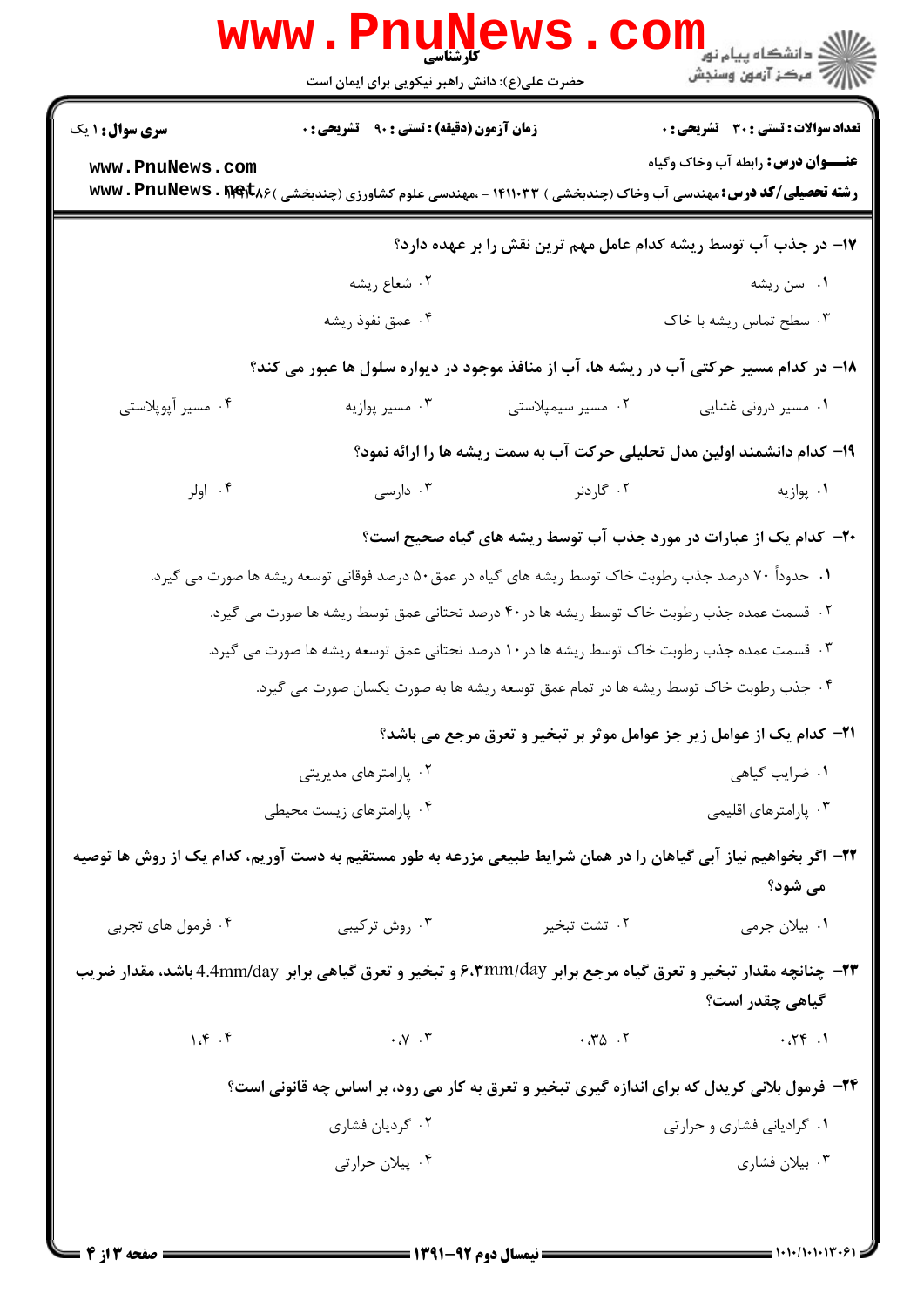۱۷- در جذب آب توسط ریشه کدام عامل مهم ترین نقش را بر عهده دارد؟

۱. سن ریشه
۲. شعاع ریشه
۳. سطح تماس ریشه با خاک
۴. عمق نفوذ ریشه

۱۸- در کدام مسیر حرکتی آب در ریشه ها، آب از منافذ موجود در دیواره سلول ها عبور می کند؟

۱. مسیر درونی غشایی
۲. مسیر سیمپلاستی
۳. مسیر پوازیه
۴. مسیر آپوپلاستی

۱۹- کدام دانشمند اولین مدل تحلیلی حرکت آب به سمت ریشه ها را ارائه نمود؟

۱. پوازیه
۲. گاردنر
۳. دارسی
۴. اولر

۲۰- کدام یک از عبارات در مورد جذب آب توسط ریشه های گیاه صحیح است؟

۱. حدوداً ۷۰ درصد جذب رطوبت خاک توسط ریشه های گیاه در عمق ۵۰ درصد فوقانی توسعه ریشه ها صورت می گیرد.
۲. قسمت عمده جذب رطوبت خاک توسط ریشه ها در ۴۰ درصد تحتانی عمق توسط ریشه ها صورت می گیرد.
۳. قسمت عمده جذب رطوبت خاک توسط ریشه ها در ۱۰ درصد تحتانی عمق توسعه ریشه ها صورت می گیرد.
۴. جذب رطوبت خاک توسط ریشه ها در تمام عمق توسعه ریشه ها به صورت یکسان صورت می گیرد.

۲۱- کدام یک از عوامل زیر جز عوامل موثر بر تبخیر و تعرق مرجع می باشد؟

۱. ضرایب گیاهی
۲. پارامترهای مدیریتی
۳. پارامترهای اقلیمی
۴. پارامترهای زیست محیطی

۲۲- اگر بخواهیم نیاز آبی گیاهان را در همان شرایط طبیعی مزرعه به طور مستقیم به دست آوریم، کدام یک از روش ها توصیه می شود؟

۱. بیلان جرمی
۲. تشت تبخیر
۳. روش ترکیبی
۴. فرمول های تجربی

۲۳- چنانچه مقدار تبخیر و تعرق گیاه مرجع برابر ۶،۳mm/day و تبخیر و تعرق گیاهی برابر 4.4mm/day باشد، مقدار ضریب گیاهی چقدر است؟

۱. ۰.۲۴
۲. ۰.۳۵
۳. ۰.۷
۴. ۱.۴

۲۴- فرمول بلانی کریدل که برای اندازه گیری تبخیر و تعرق به کار می رود، بر اساس چه قانونی است؟

۱. گرادیانی فشاری و حرارتی
۲. گردیان فشاری
۳. بیلان فشاری
۴. پیلان حرارتی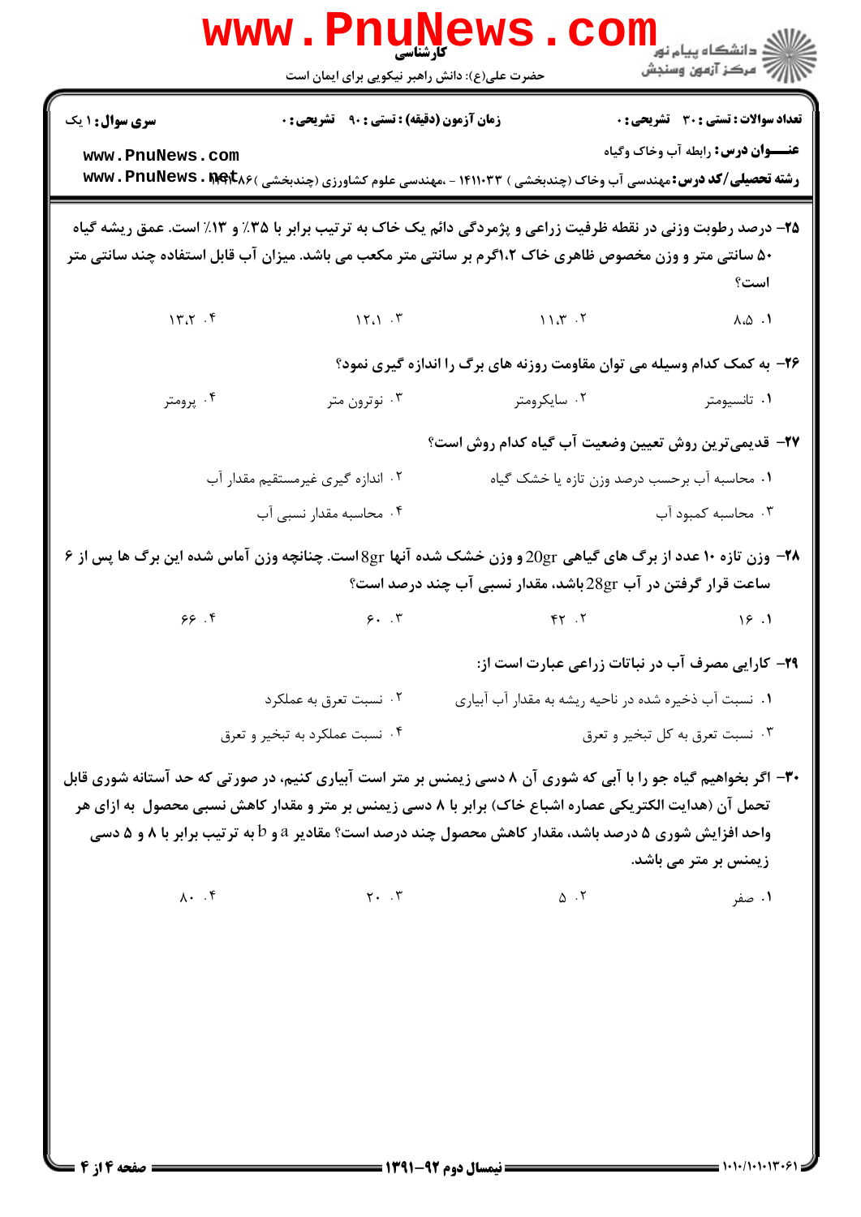**سری سوال:** ۱ یک

**زمان آزمون (دقیقه) :** تستی : ۹۰ تشریحی : ۰

**تعداد سوالات :** تستی : ۳۰ تشریحی : ۰

**عنوان درس:** رابطه آب وخاک وگیاه

**رشته تحصیلی/کد درس:** مهندسی آب وخاک (چندبخشی ) ۱۴۱۱۰۳۳ - ،مهندسی علوم کشاورزی (چندبخشی )۱۴۱۱۰۸۶

۲۵- درصد رطوبت وزنی در نقطه ظرفیت زراعی و پژمردگی دائم یک خاک به ترتیب برابر با ۳۵٪ و ۱۳٪ است. عمق ریشه گیاه ۵۰ سانتی متر و وزن مخصوص ظاهری خاک ۱،۲گرم بر سانتی متر مکعب می باشد. میزان آب قابل استفاده چند سانتی متر است؟

۱. ۸،۵
۲. ۱۱،۳
۳. ۱۲،۱
۴. ۱۳،۲

۲۶- به کمک کدام وسیله می توان مقاومت روزنه های برگ را اندازه گیری نمود؟

۱. تانسیومتر
۲. سایکرومتر
۳. نوترون متر
۴. پرومتر

۲۷- قدیمی‌ترین روش تعیین وضعیت آب گیاه کدام روش است؟

۱. محاسبه آب برحسب درصد وزن تازه یا خشک گیاه
۲. اندازه گیری غیرمستقیم مقدار آب
۳. محاسبه کمبود آب
۴. محاسبه مقدار نسبی آب

۲۸- وزن تازه ۱۰ عدد از برگ های گیاهی 20gr و وزن خشک شده آنها 8gr است. چنانچه وزن آماس شده این برگ ها پس از ۶ ساعت قرار گرفتن در آب 28gr باشد، مقدار نسبی آب چند درصد است؟

۱. ۱۶
۲. ۴۲
۳. ۶۰
۴. ۶۶

۲۹- کارایی مصرف آب در نباتات زراعی عبارت است از:

۱. نسبت آب ذخیره شده در ناحیه ریشه به مقدار آب آبیاری
۲. نسبت تعرق به عملکرد
۳. نسبت تعرق به کل تبخیر و تعرق
۴. نسبت عملکرد به تبخیر و تعرق

۳۰- اگر بخواهیم گیاه جو را با آبی که شوری آن ۸ دسی زیمنس بر متر است آبیاری کنیم، در صورتی که حد آستانه شوری قابل تحمل آن (هدایت الکتریکی عصاره اشباع خاک) برابر با ۸ دسی زیمنس بر متر و مقدار کاهش نسبی محصول به ازای هر واحد افزایش شوری ۵ درصد باشد، مقدار کاهش محصول چند درصد است؟ مقادیر a و b به ترتیب برابر با ۸ و ۵ دسی زیمنس بر متر می باشد.

۱. صفر
۲. ۵
۳. ۲۰
۴. ۸۰